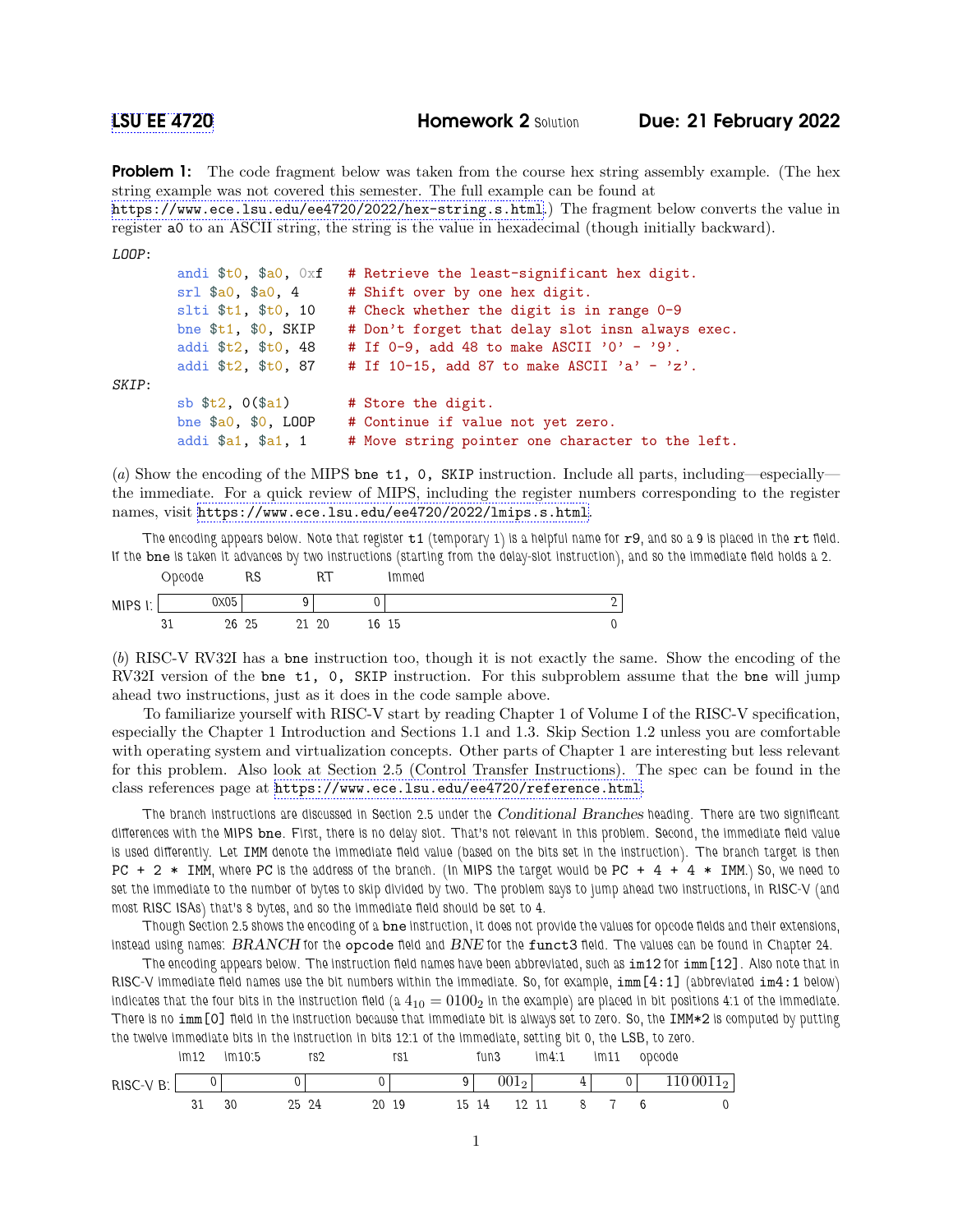LSU EE 4720 **Homework 2** Solution **Due: 21 February 2022**

**Problem 1:** The code fragment below was taken from the course hex string assembly example. (The hex string example was not covered this semester. The full example can be found at https://www.ece.lsu.edu/ee4720/2022/hex-string.s.html.) The fragment below converts the value in register a0 to an ASCII string, the string is the value in hexadecimal (though initially backward).

```
LOOP:
        andi $t0, $a0, 0xf   # Retrieve the least-significant hex digit.
        srl $a0, $a0, 4      # Shift over by one hex digit.
        slti $t1, $t0, 10    # Check whether the digit is in range 0-9
        bne $t1, $0, SKIP    # Don't forget that delay slot insn always exec.
        addi $t2, $t0, 48    # If 0-9, add 48 to make ASCII '0' - '9'.
        addi $t2, $t0, 87    # If 10-15, add 87 to make ASCII 'a' - 'z'.
SKIP:
        sb $t2, 0($a1)       # Store the digit.
        bne $a0, $0, LOOP    # Continue if value not yet zero.
        addi $a1, $a1, 1     # Move string pointer one character to the left.
```

(*a*) Show the encoding of the MIPS `bne t1, 0, SKIP` instruction. Include all parts, including—especially—the immediate. For a quick review of MIPS, including the register numbers corresponding to the register names, visit https://www.ece.lsu.edu/ee4720/2022/lmips.s.html.

The encoding appears below. Note that register `t1` (temporary 1) is a helpful name for `r9`, and so a 9 is placed in the `rt` field. If the `bne` is taken it advances by two instructions (starting from the delay-slot instruction), and so the immediate field holds a 2.

| | Opcode | RS | RT | Immed |
|---|---|---|---|---|
| MIPS I: | 0x05 | 9 | 0 | 2 |
| | 31 26 | 25 21 | 20 16 | 15 0 |

(*b*) RISC-V RV32I has a `bne` instruction too, though it is not exactly the same. Show the encoding of the RV32I version of the `bne t1, 0, SKIP` instruction. For this subproblem assume that the `bne` will jump ahead two instructions, just as it does in the code sample above.

To familiarize yourself with RISC-V start by reading Chapter 1 of Volume I of the RISC-V specification, especially the Chapter 1 Introduction and Sections 1.1 and 1.3. Skip Section 1.2 unless you are comfortable with operating system and virtualization concepts. Other parts of Chapter 1 are interesting but less relevant for this problem. Also look at Section 2.5 (Control Transfer Instructions). The spec can be found in the class references page at https://www.ece.lsu.edu/ee4720/reference.html.

The branch instructions are discussed in Section 2.5 under the *Conditional Branches* heading. There are two significant differences with the MIPS `bne`. First, there is no delay slot. That's not relevant in this problem. Second, the immediate field value is used differently. Let `IMM` denote the immediate field value (based on the bits set in the instruction). The branch target is then `PC + 2 * IMM`, where `PC` is the address of the branch. (In MIPS the target would be `PC + 4 + 4 * IMM`.) So, we need to set the immediate to the number of bytes to skip divided by two. The problem says to jump ahead two instructions, in RISC-V (and most RISC ISAs) that's 8 bytes, and so the immediate field should be set to 4.

Though Section 2.5 shows the encoding of a `bne` instruction, it does not provide the values for opcode fields and their extensions, instead using names: *BRANCH* for the `opcode` field and *BNE* for the `funct3` field. The values can be found in Chapter 24.

The encoding appears below. The instruction field names have been abbreviated, such as `im12` for `imm[12]`. Also note that in RISC-V immediate field names use the bit numbers within the immediate. So, for example, `imm[4:1]` (abbreviated `im4:1` below) indicates that the four bits in the instruction field (a $4_{10} = 0100_2$ in the example) are placed in bit positions 4:1 of the immediate. There is no `imm[0]` field in the instruction because that immediate bit is always set to zero. So, the `IMM*2` is computed by putting the twelve immediate bits in the instruction in bits 12:1 of the immediate, setting bit 0, the LSB, to zero.

| | im12 | im10:5 | rs2 | rs1 | fun3 | im4:1 | im11 | opcode |
|---|---|---|---|---|---|---|---|---|
| RISC-V B: | 0 | 0 | 0 | 9 | $001_2$ | 4 | 0 | $110\,0011_2$ |
| | 31 | 30 25 | 24 20 | 19 15 | 14 12 | 11 8 | 7 | 6 0 |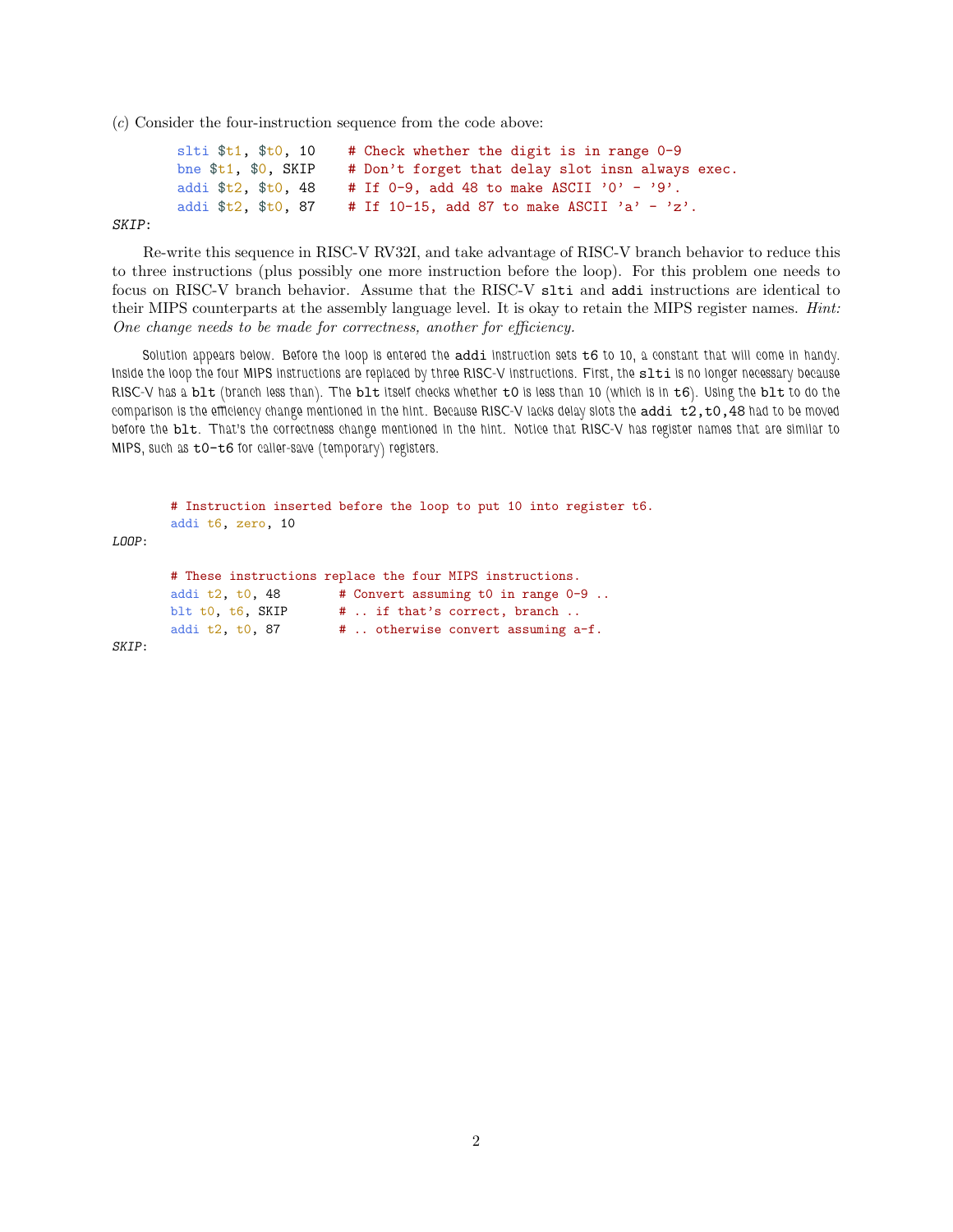(*c*) Consider the four-instruction sequence from the code above:

```
        slti $t1, $t0, 10    # Check whether the digit is in range 0-9
        bne $t1, $0, SKIP    # Don't forget that delay slot insn always exec.
        addi $t2, $t0, 48    # If 0-9, add 48 to make ASCII '0' - '9'.
        addi $t2, $t0, 87    # If 10-15, add 87 to make ASCII 'a' - 'z'.
SKIP:
```

Re-write this sequence in RISC-V RV32I, and take advantage of RISC-V branch behavior to reduce this to three instructions (plus possibly one more instruction before the loop). For this problem one needs to focus on RISC-V branch behavior. Assume that the RISC-V `slti` and `addi` instructions are identical to their MIPS counterparts at the assembly language level. It is okay to retain the MIPS register names. *Hint: One change needs to be made for correctness, another for efficiency.*

Solution appears below. Before the loop is entered the `addi` instruction sets `t6` to 10, a constant that will come in handy. Inside the loop the four MIPS instructions are replaced by three RISC-V instructions. First, the `slti` is no longer necessary because RISC-V has a `blt` (branch less than). The `blt` itself checks whether `t0` is less than 10 (which is in `t6`). Using the `blt` to do the comparison is the efficiency change mentioned in the hint. Because RISC-V lacks delay slots the `addi t2,t0,48` had to be moved before the `blt`. That's the correctness change mentioned in the hint. Notice that RISC-V has register names that are similar to MIPS, such as `t0`-`t6` for caller-save (temporary) registers.

```
        # Instruction inserted before the loop to put 10 into register t6.
        addi t6, zero, 10
LOOP:

        # These instructions replace the four MIPS instructions.
        addi t2, t0, 48       # Convert assuming t0 in range 0-9 ..
        blt t0, t6, SKIP      # .. if that's correct, branch ..
        addi t2, t0, 87       # .. otherwise convert assuming a-f.
SKIP:
```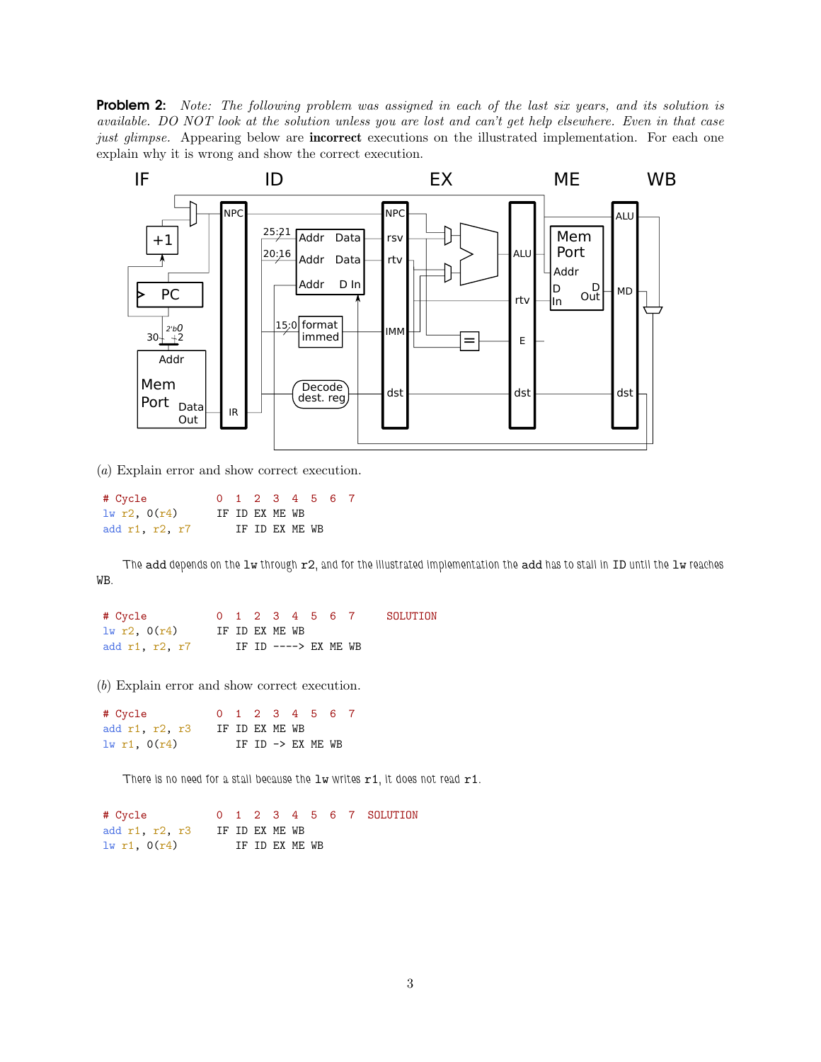**Problem 2:** *Note: The following problem was assigned in each of the last six years, and its solution is available. DO NOT look at the solution unless you are lost and can't get help elsewhere. Even in that case just glimpse.* Appearing below are **incorrect** executions on the illustrated implementation. For each one explain why it is wrong and show the correct execution.

(*a*) Explain error and show correct execution.

```
# Cycle          0  1  2  3  4  5  6  7
lw r2, 0(r4)     IF ID EX ME WB
add r1, r2, r7      IF ID EX ME WB
```

The add depends on the lw through r2, and for the illustrated implementation the add has to stall in ID until the lw reaches WB.

```
# Cycle          0  1  2  3  4  5  6  7     SOLUTION
lw r2, 0(r4)     IF ID EX ME WB
add r1, r2, r7      IF ID ----> EX ME WB
```

(*b*) Explain error and show correct execution.

```
# Cycle          0  1  2  3  4  5  6  7
add r1, r2, r3   IF ID EX ME WB
lw r1, 0(r4)        IF ID -> EX ME WB
```

There is no need for a stall because the lw writes r1, it does not read r1.

```
# Cycle          0  1  2  3  4  5  6  7  SOLUTION
add r1, r2, r3   IF ID EX ME WB
lw r1, 0(r4)        IF ID EX ME WB
```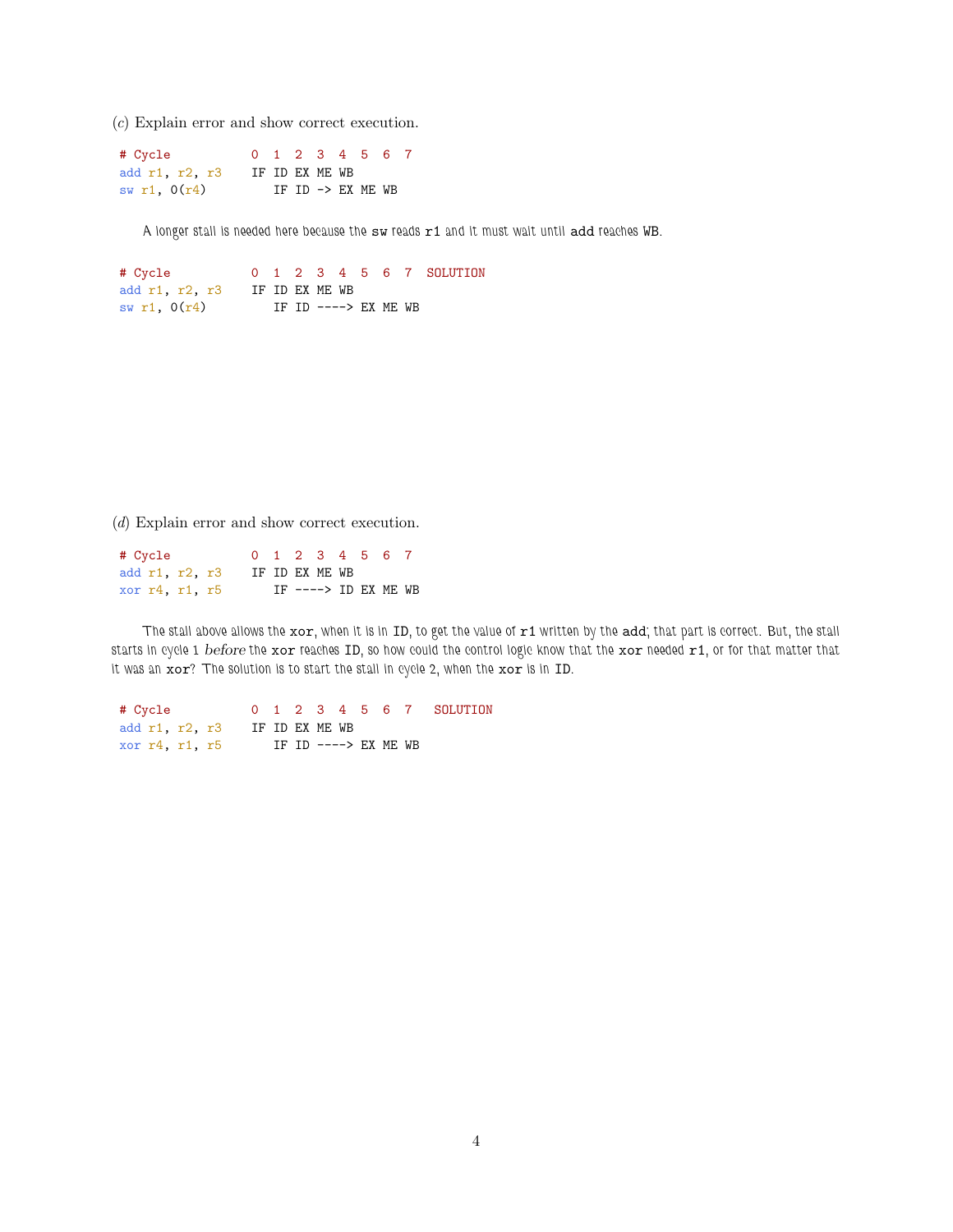(*c*) Explain error and show correct execution.

```
# Cycle           0  1  2  3  4  5  6  7
add r1, r2, r3    IF ID EX ME WB
sw r1, 0(r4)         IF ID -> EX ME WB
```

A longer stall is needed here because the `sw` reads `r1` and it must wait until `add` reaches WB.

```
# Cycle           0  1  2  3  4  5  6  7  SOLUTION
add r1, r2, r3    IF ID EX ME WB
sw r1, 0(r4)         IF ID ----> EX ME WB
```

(*d*) Explain error and show correct execution.

```
# Cycle           0  1  2  3  4  5  6  7
add r1, r2, r3    IF ID EX ME WB
xor r4, r1, r5       IF ----> ID EX ME WB
```

The stall above allows the `xor`, when it is in ID, to get the value of `r1` written by the `add`; that part is correct. But, the stall starts in cycle 1 *before* the `xor` reaches ID, so how could the control logic know that the `xor` needed `r1`, or for that matter that it was an `xor`? The solution is to start the stall in cycle 2, when the `xor` is in ID.

```
# Cycle           0  1  2  3  4  5  6  7   SOLUTION
add r1, r2, r3    IF ID EX ME WB
xor r4, r1, r5       IF ID ----> EX ME WB
```